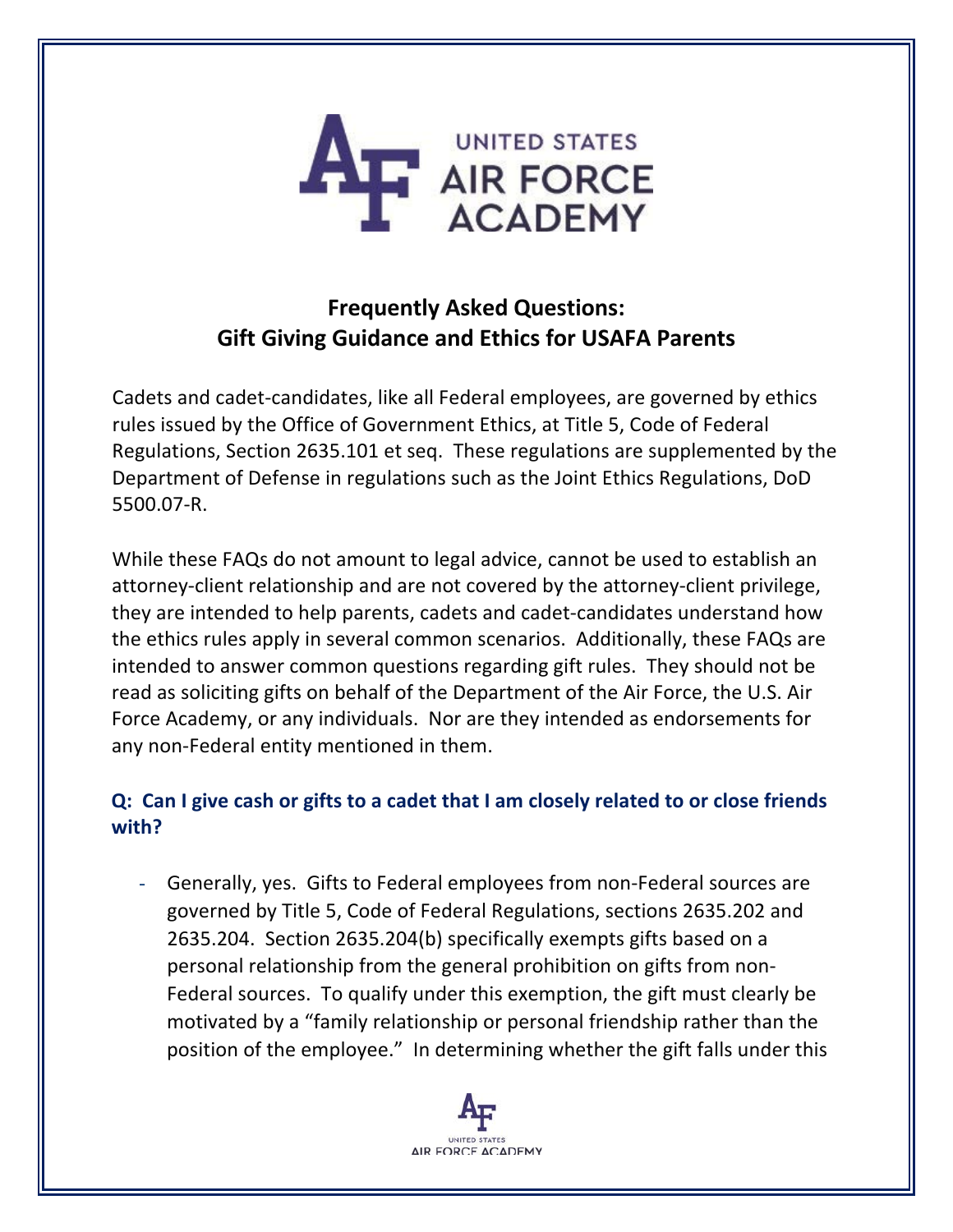# Frequently Asked Questions: Gift Giving Guidance and Ethics for USAFA Parents

Cadets and cadet-candidates, like all Federal employees, are governed by ethics rules issued by the Office of Government Ethics, at Title 5, Code of Federal Regulations, Section 2635.101 et seq. These regulations are supplemented by the Department of Defense in regulations such as the Joint Ethics Regulations, DoD 5500.07-R.

While these FAQs do not amount to legal advice, cannot be used to establish an attorney-client relationship and are not covered by the attorney-client privilege, they are intended to help parents, cadets and cadet-candidates understand how the ethics rules apply in several common scenarios. Additionally, these FAQs are intended to answer common questions regarding gift rules. They should not be read as soliciting gifts on behalf of the Department of the Air Force, the U.S. Air Force Academy, or any individuals. Nor are they intended as endorsements for any non-Federal entity mentioned in them.

## Q: Can I give cash or gifts to a cadet that I am closely related to or close friends with?

- Generally, yes. Gifts to Federal employees from non-Federal sources are governed by Title 5, Code of Federal Regulations, sections 2635.202 and 2635.204. Section 2635.204(b) specifically exempts gifts based on a personal relationship from the general prohibition on gifts from non-Federal sources. To qualify under this exemption, the gift must clearly be motivated by a "family relationship or personal friendship rather than the position of the employee." In determining whether the gift falls under this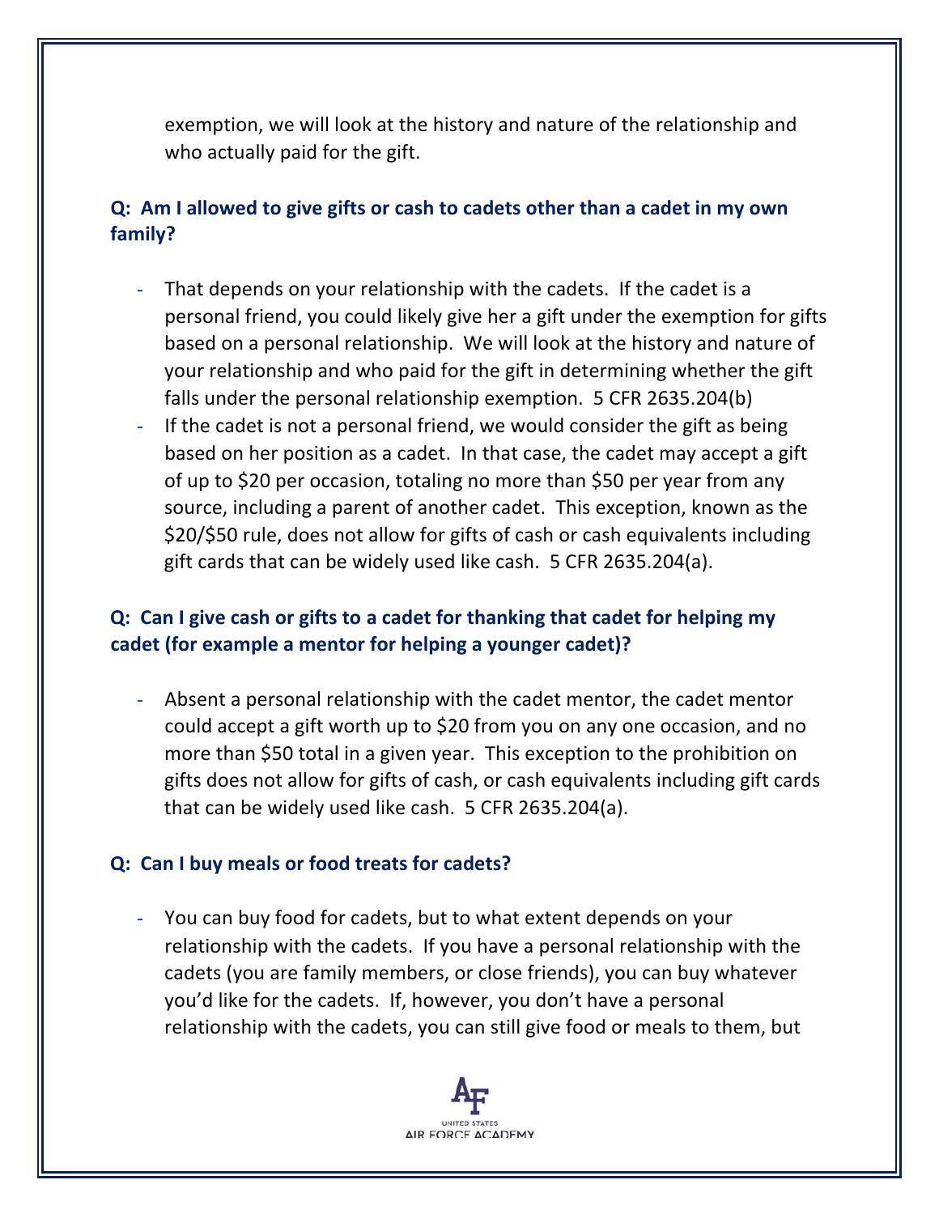exemption, we will look at the history and nature of the relationship and who actually paid for the gift.

**Q: Am I allowed to give gifts or cash to cadets other than a cadet in my own family?**

- That depends on your relationship with the cadets. If the cadet is a personal friend, you could likely give her a gift under the exemption for gifts based on a personal relationship. We will look at the history and nature of your relationship and who paid for the gift in determining whether the gift falls under the personal relationship exemption. 5 CFR 2635.204(b)
- If the cadet is not a personal friend, we would consider the gift as being based on her position as a cadet. In that case, the cadet may accept a gift of up to $20 per occasion, totaling no more than $50 per year from any source, including a parent of another cadet. This exception, known as the $20/$50 rule, does not allow for gifts of cash or cash equivalents including gift cards that can be widely used like cash. 5 CFR 2635.204(a).

**Q: Can I give cash or gifts to a cadet for thanking that cadet for helping my cadet (for example a mentor for helping a younger cadet)?**

- Absent a personal relationship with the cadet mentor, the cadet mentor could accept a gift worth up to $20 from you on any one occasion, and no more than $50 total in a given year. This exception to the prohibition on gifts does not allow for gifts of cash, or cash equivalents including gift cards that can be widely used like cash. 5 CFR 2635.204(a).

**Q: Can I buy meals or food treats for cadets?**

- You can buy food for cadets, but to what extent depends on your relationship with the cadets. If you have a personal relationship with the cadets (you are family members, or close friends), you can buy whatever you'd like for the cadets. If, however, you don't have a personal relationship with the cadets, you can still give food or meals to them, but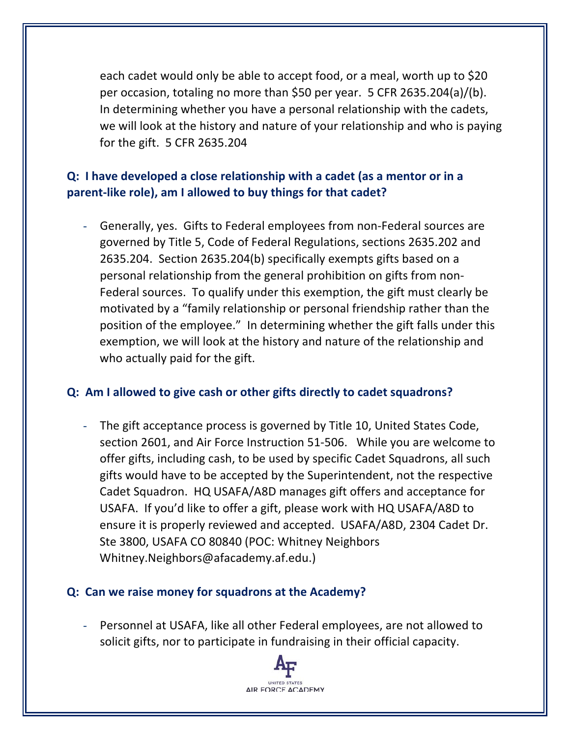each cadet would only be able to accept food, or a meal, worth up to $20 per occasion, totaling no more than $50 per year. 5 CFR 2635.204(a)/(b). In determining whether you have a personal relationship with the cadets, we will look at the history and nature of your relationship and who is paying for the gift. 5 CFR 2635.204

**Q: I have developed a close relationship with a cadet (as a mentor or in a parent-like role), am I allowed to buy things for that cadet?**

- Generally, yes. Gifts to Federal employees from non-Federal sources are governed by Title 5, Code of Federal Regulations, sections 2635.202 and 2635.204. Section 2635.204(b) specifically exempts gifts based on a personal relationship from the general prohibition on gifts from non-Federal sources. To qualify under this exemption, the gift must clearly be motivated by a "family relationship or personal friendship rather than the position of the employee." In determining whether the gift falls under this exemption, we will look at the history and nature of the relationship and who actually paid for the gift.

**Q: Am I allowed to give cash or other gifts directly to cadet squadrons?**

- The gift acceptance process is governed by Title 10, United States Code, section 2601, and Air Force Instruction 51-506. While you are welcome to offer gifts, including cash, to be used by specific Cadet Squadrons, all such gifts would have to be accepted by the Superintendent, not the respective Cadet Squadron. HQ USAFA/A8D manages gift offers and acceptance for USAFA. If you'd like to offer a gift, please work with HQ USAFA/A8D to ensure it is properly reviewed and accepted. USAFA/A8D, 2304 Cadet Dr. Ste 3800, USAFA CO 80840 (POC: Whitney Neighbors Whitney.Neighbors@afacademy.af.edu.)

**Q: Can we raise money for squadrons at the Academy?**

- Personnel at USAFA, like all other Federal employees, are not allowed to solicit gifts, nor to participate in fundraising in their official capacity.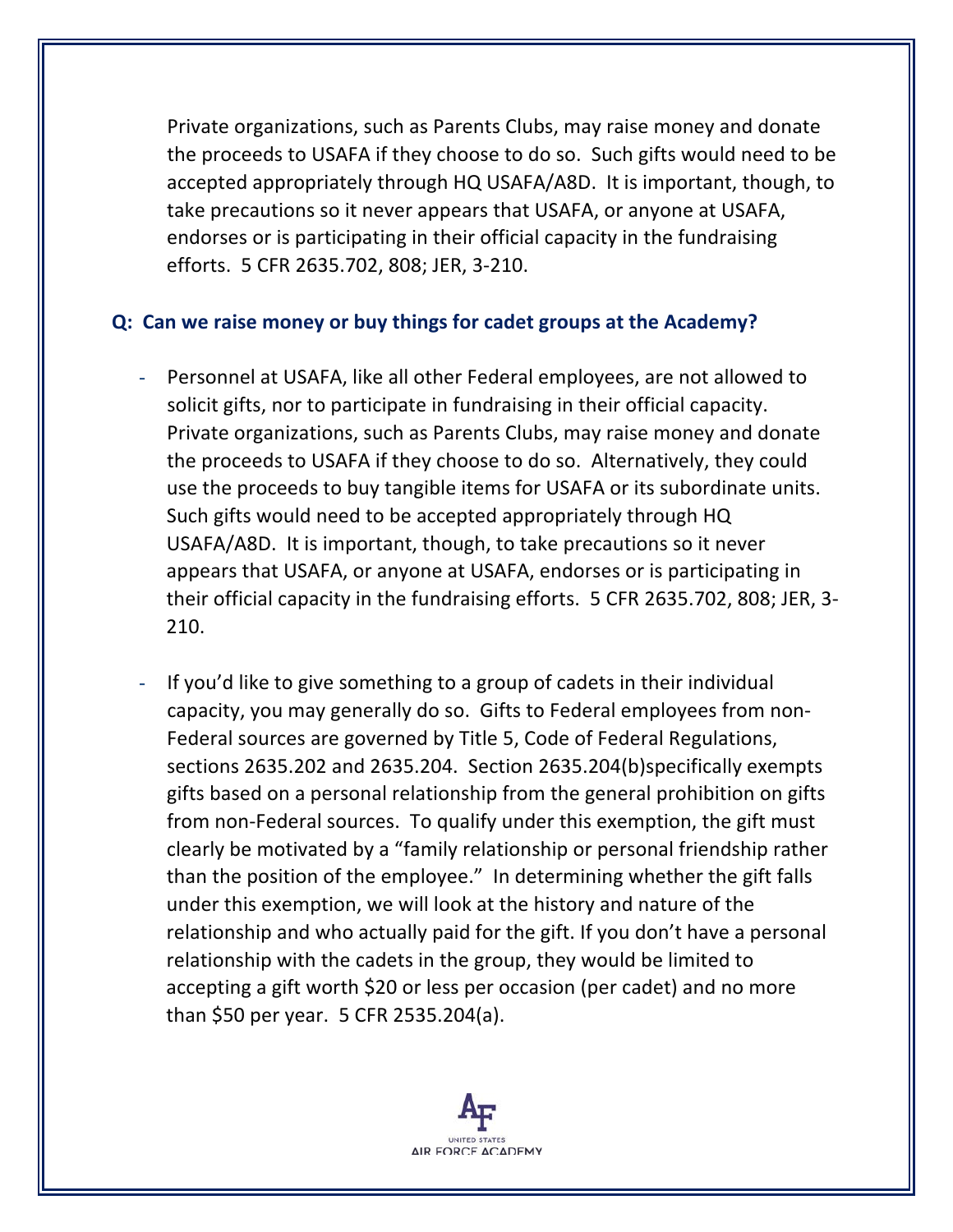Private organizations, such as Parents Clubs, may raise money and donate the proceeds to USAFA if they choose to do so. Such gifts would need to be accepted appropriately through HQ USAFA/A8D. It is important, though, to take precautions so it never appears that USAFA, or anyone at USAFA, endorses or is participating in their official capacity in the fundraising efforts. 5 CFR 2635.702, 808; JER, 3-210.

**Q: Can we raise money or buy things for cadet groups at the Academy?**

- Personnel at USAFA, like all other Federal employees, are not allowed to solicit gifts, nor to participate in fundraising in their official capacity. Private organizations, such as Parents Clubs, may raise money and donate the proceeds to USAFA if they choose to do so. Alternatively, they could use the proceeds to buy tangible items for USAFA or its subordinate units. Such gifts would need to be accepted appropriately through HQ USAFA/A8D. It is important, though, to take precautions so it never appears that USAFA, or anyone at USAFA, endorses or is participating in their official capacity in the fundraising efforts. 5 CFR 2635.702, 808; JER, 3-210.

- If you'd like to give something to a group of cadets in their individual capacity, you may generally do so. Gifts to Federal employees from non-Federal sources are governed by Title 5, Code of Federal Regulations, sections 2635.202 and 2635.204. Section 2635.204(b)specifically exempts gifts based on a personal relationship from the general prohibition on gifts from non-Federal sources. To qualify under this exemption, the gift must clearly be motivated by a "family relationship or personal friendship rather than the position of the employee." In determining whether the gift falls under this exemption, we will look at the history and nature of the relationship and who actually paid for the gift. If you don't have a personal relationship with the cadets in the group, they would be limited to accepting a gift worth $20 or less per occasion (per cadet) and no more than $50 per year. 5 CFR 2535.204(a).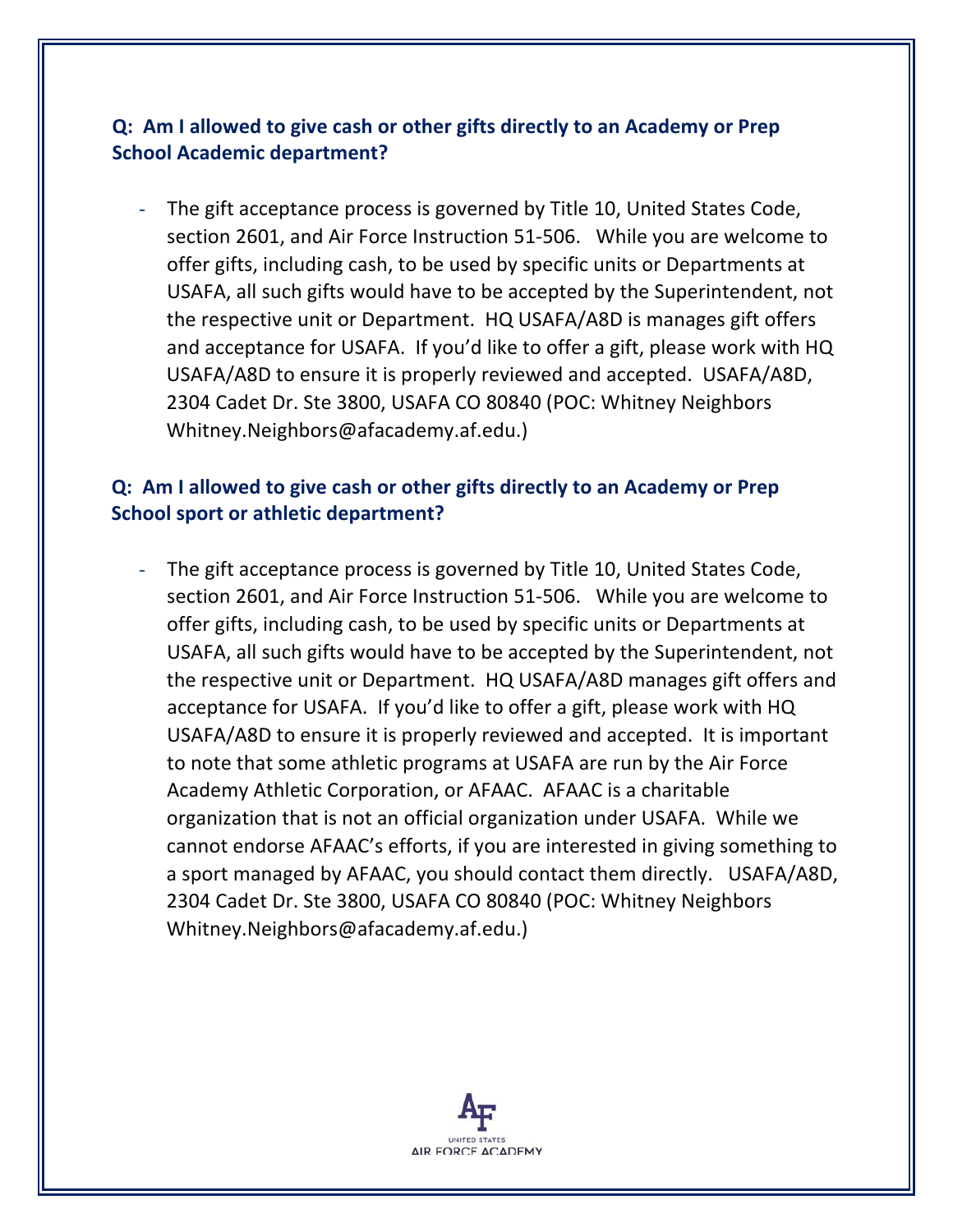**Q: Am I allowed to give cash or other gifts directly to an Academy or Prep School Academic department?**

- The gift acceptance process is governed by Title 10, United States Code, section 2601, and Air Force Instruction 51-506. While you are welcome to offer gifts, including cash, to be used by specific units or Departments at USAFA, all such gifts would have to be accepted by the Superintendent, not the respective unit or Department. HQ USAFA/A8D is manages gift offers and acceptance for USAFA. If you'd like to offer a gift, please work with HQ USAFA/A8D to ensure it is properly reviewed and accepted. USAFA/A8D, 2304 Cadet Dr. Ste 3800, USAFA CO 80840 (POC: Whitney Neighbors Whitney.Neighbors@afacademy.af.edu.)

**Q: Am I allowed to give cash or other gifts directly to an Academy or Prep School sport or athletic department?**

- The gift acceptance process is governed by Title 10, United States Code, section 2601, and Air Force Instruction 51-506. While you are welcome to offer gifts, including cash, to be used by specific units or Departments at USAFA, all such gifts would have to be accepted by the Superintendent, not the respective unit or Department. HQ USAFA/A8D manages gift offers and acceptance for USAFA. If you'd like to offer a gift, please work with HQ USAFA/A8D to ensure it is properly reviewed and accepted. It is important to note that some athletic programs at USAFA are run by the Air Force Academy Athletic Corporation, or AFAAC. AFAAC is a charitable organization that is not an official organization under USAFA. While we cannot endorse AFAAC's efforts, if you are interested in giving something to a sport managed by AFAAC, you should contact them directly. USAFA/A8D, 2304 Cadet Dr. Ste 3800, USAFA CO 80840 (POC: Whitney Neighbors Whitney.Neighbors@afacademy.af.edu.)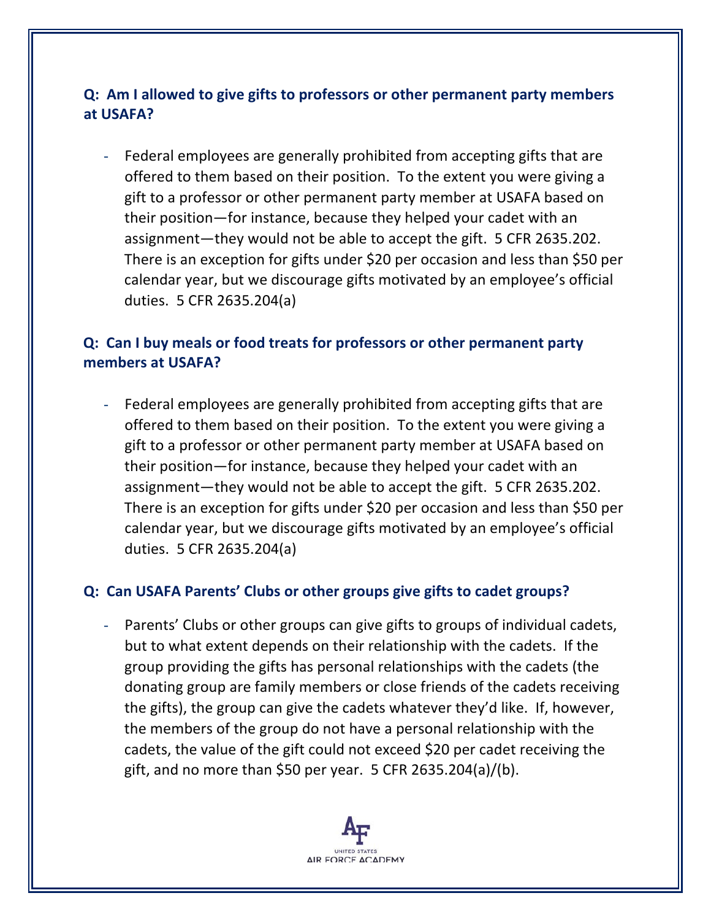**Q: Am I allowed to give gifts to professors or other permanent party members at USAFA?**

- Federal employees are generally prohibited from accepting gifts that are offered to them based on their position. To the extent you were giving a gift to a professor or other permanent party member at USAFA based on their position—for instance, because they helped your cadet with an assignment—they would not be able to accept the gift. 5 CFR 2635.202. There is an exception for gifts under $20 per occasion and less than $50 per calendar year, but we discourage gifts motivated by an employee's official duties. 5 CFR 2635.204(a)

**Q: Can I buy meals or food treats for professors or other permanent party members at USAFA?**

- Federal employees are generally prohibited from accepting gifts that are offered to them based on their position. To the extent you were giving a gift to a professor or other permanent party member at USAFA based on their position—for instance, because they helped your cadet with an assignment—they would not be able to accept the gift. 5 CFR 2635.202. There is an exception for gifts under $20 per occasion and less than $50 per calendar year, but we discourage gifts motivated by an employee's official duties. 5 CFR 2635.204(a)

**Q: Can USAFA Parents' Clubs or other groups give gifts to cadet groups?**

- Parents' Clubs or other groups can give gifts to groups of individual cadets, but to what extent depends on their relationship with the cadets. If the group providing the gifts has personal relationships with the cadets (the donating group are family members or close friends of the cadets receiving the gifts), the group can give the cadets whatever they'd like. If, however, the members of the group do not have a personal relationship with the cadets, the value of the gift could not exceed $20 per cadet receiving the gift, and no more than $50 per year. 5 CFR 2635.204(a)/(b).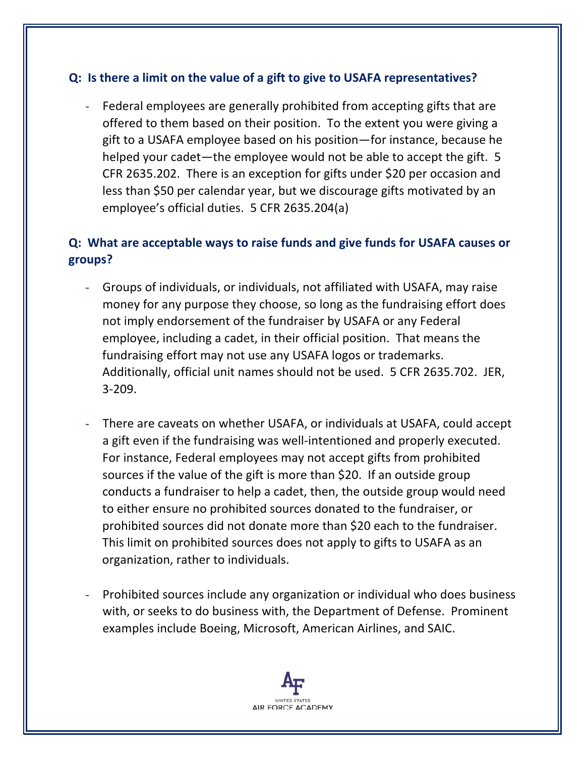**Q: Is there a limit on the value of a gift to give to USAFA representatives?**

- Federal employees are generally prohibited from accepting gifts that are offered to them based on their position. To the extent you were giving a gift to a USAFA employee based on his position—for instance, because he helped your cadet—the employee would not be able to accept the gift. 5 CFR 2635.202. There is an exception for gifts under $20 per occasion and less than $50 per calendar year, but we discourage gifts motivated by an employee's official duties. 5 CFR 2635.204(a)

**Q: What are acceptable ways to raise funds and give funds for USAFA causes or groups?**

- Groups of individuals, or individuals, not affiliated with USAFA, may raise money for any purpose they choose, so long as the fundraising effort does not imply endorsement of the fundraiser by USAFA or any Federal employee, including a cadet, in their official position. That means the fundraising effort may not use any USAFA logos or trademarks. Additionally, official unit names should not be used. 5 CFR 2635.702. JER, 3-209.

- There are caveats on whether USAFA, or individuals at USAFA, could accept a gift even if the fundraising was well-intentioned and properly executed. For instance, Federal employees may not accept gifts from prohibited sources if the value of the gift is more than $20. If an outside group conducts a fundraiser to help a cadet, then, the outside group would need to either ensure no prohibited sources donated to the fundraiser, or prohibited sources did not donate more than $20 each to the fundraiser. This limit on prohibited sources does not apply to gifts to USAFA as an organization, rather to individuals.

- Prohibited sources include any organization or individual who does business with, or seeks to do business with, the Department of Defense. Prominent examples include Boeing, Microsoft, American Airlines, and SAIC.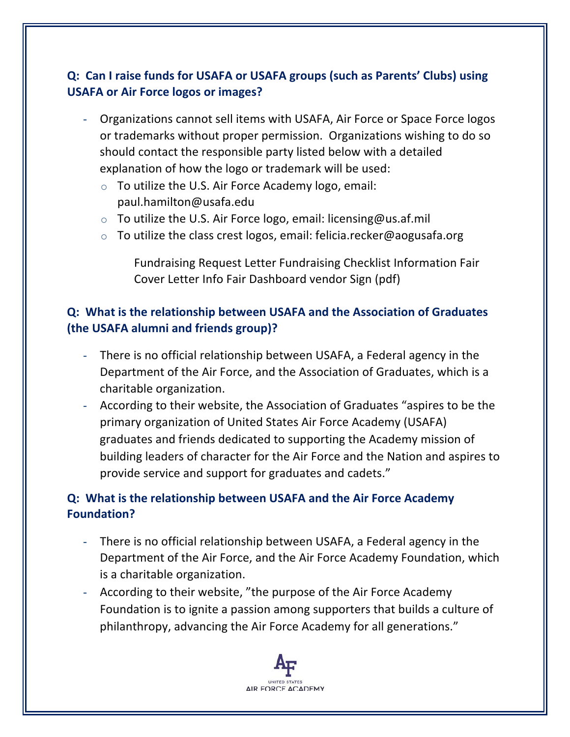**Q: Can I raise funds for USAFA or USAFA groups (such as Parents' Clubs) using USAFA or Air Force logos or images?**

- Organizations cannot sell items with USAFA, Air Force or Space Force logos or trademarks without proper permission. Organizations wishing to do so should contact the responsible party listed below with a detailed explanation of how the logo or trademark will be used:
  - To utilize the U.S. Air Force Academy logo, email: paul.hamilton@usafa.edu
  - To utilize the U.S. Air Force logo, email: licensing@us.af.mil
  - To utilize the class crest logos, email: felicia.recker@aogusafa.org

    Fundraising Request Letter Fundraising Checklist Information Fair Cover Letter Info Fair Dashboard vendor Sign (pdf)

**Q: What is the relationship between USAFA and the Association of Graduates (the USAFA alumni and friends group)?**

- There is no official relationship between USAFA, a Federal agency in the Department of the Air Force, and the Association of Graduates, which is a charitable organization.
- According to their website, the Association of Graduates "aspires to be the primary organization of United States Air Force Academy (USAFA) graduates and friends dedicated to supporting the Academy mission of building leaders of character for the Air Force and the Nation and aspires to provide service and support for graduates and cadets."

**Q: What is the relationship between USAFA and the Air Force Academy Foundation?**

- There is no official relationship between USAFA, a Federal agency in the Department of the Air Force, and the Air Force Academy Foundation, which is a charitable organization.
- According to their website, "the purpose of the Air Force Academy Foundation is to ignite a passion among supporters that builds a culture of philanthropy, advancing the Air Force Academy for all generations."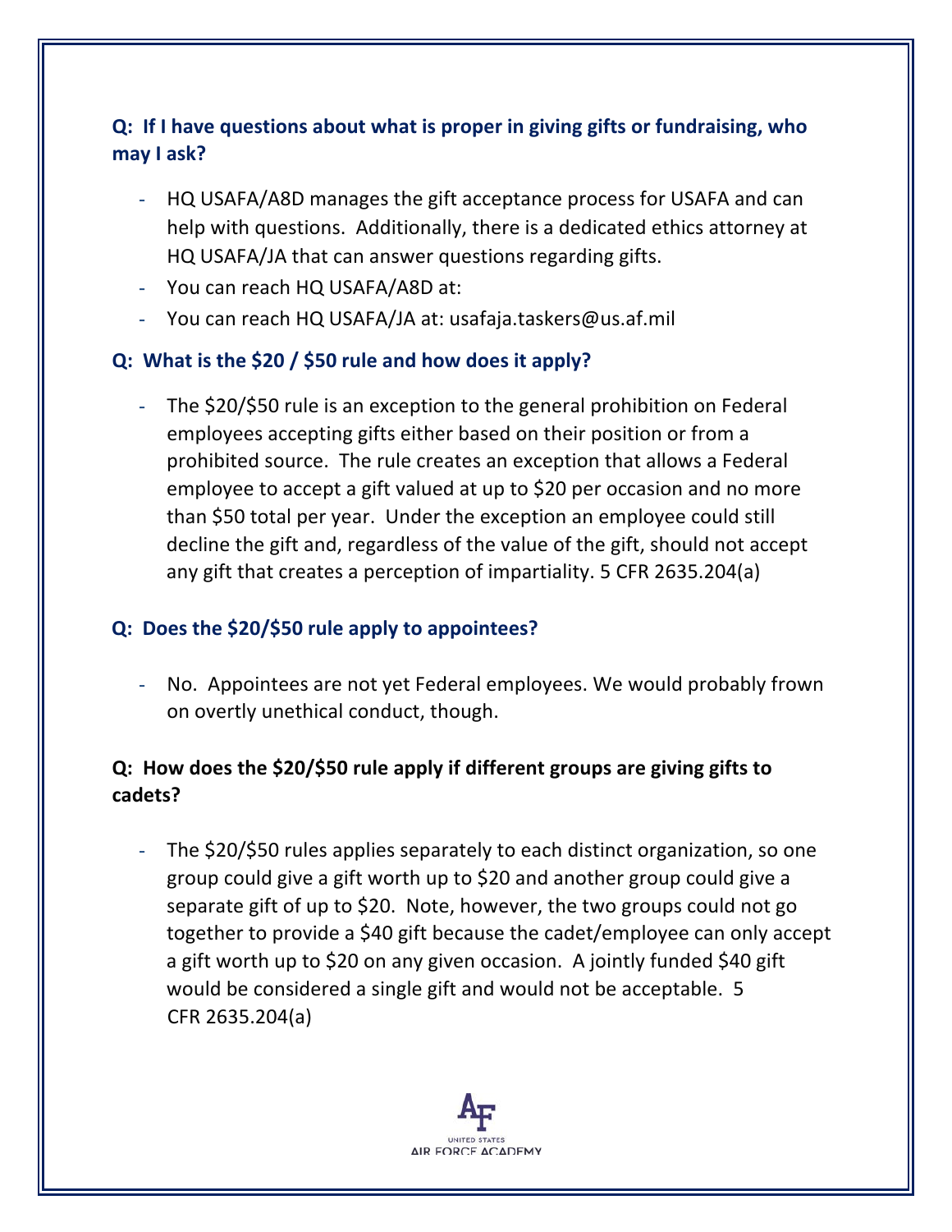**Q: If I have questions about what is proper in giving gifts or fundraising, who may I ask?**

- HQ USAFA/A8D manages the gift acceptance process for USAFA and can help with questions. Additionally, there is a dedicated ethics attorney at HQ USAFA/JA that can answer questions regarding gifts.
- You can reach HQ USAFA/A8D at:
- You can reach HQ USAFA/JA at: usafaja.taskers@us.af.mil

**Q: What is the $20 / $50 rule and how does it apply?**

- The $20/$50 rule is an exception to the general prohibition on Federal employees accepting gifts either based on their position or from a prohibited source. The rule creates an exception that allows a Federal employee to accept a gift valued at up to $20 per occasion and no more than $50 total per year. Under the exception an employee could still decline the gift and, regardless of the value of the gift, should not accept any gift that creates a perception of impartiality. 5 CFR 2635.204(a)

**Q: Does the $20/$50 rule apply to appointees?**

- No. Appointees are not yet Federal employees. We would probably frown on overtly unethical conduct, though.

**Q: How does the $20/$50 rule apply if different groups are giving gifts to cadets?**

- The $20/$50 rules applies separately to each distinct organization, so one group could give a gift worth up to $20 and another group could give a separate gift of up to $20. Note, however, the two groups could not go together to provide a $40 gift because the cadet/employee can only accept a gift worth up to $20 on any given occasion. A jointly funded $40 gift would be considered a single gift and would not be acceptable. 5 CFR 2635.204(a)

UNITED STATES AIR FORCE ACADEMY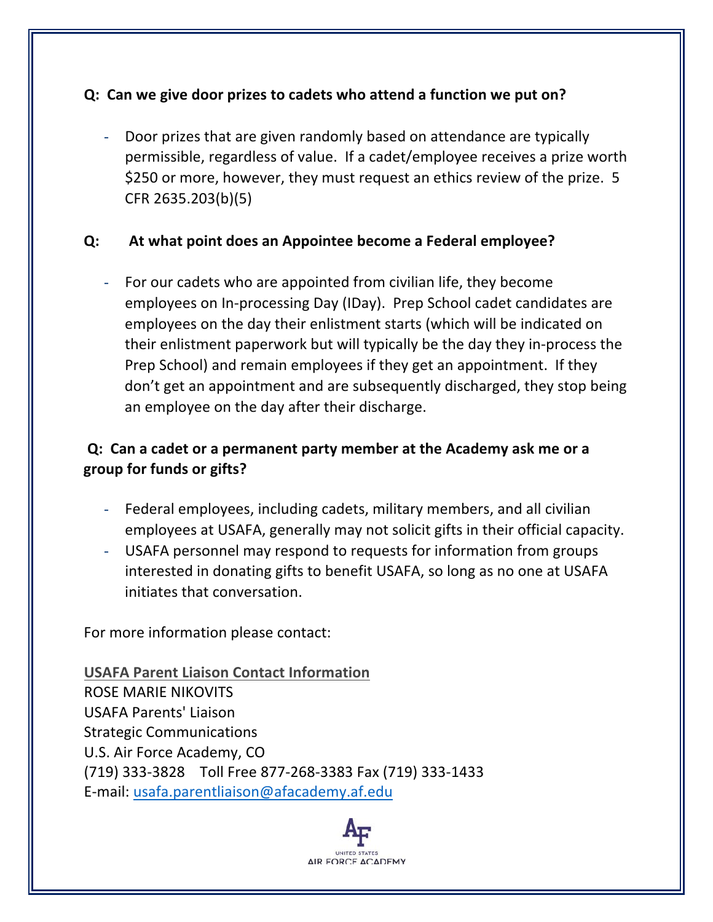**Q: Can we give door prizes to cadets who attend a function we put on?**

- Door prizes that are given randomly based on attendance are typically permissible, regardless of value. If a cadet/employee receives a prize worth $250 or more, however, they must request an ethics review of the prize. 5 CFR 2635.203(b)(5)

**Q: At what point does an Appointee become a Federal employee?**

- For our cadets who are appointed from civilian life, they become employees on In-processing Day (IDay). Prep School cadet candidates are employees on the day their enlistment starts (which will be indicated on their enlistment paperwork but will typically be the day they in-process the Prep School) and remain employees if they get an appointment. If they don't get an appointment and are subsequently discharged, they stop being an employee on the day after their discharge.

**Q: Can a cadet or a permanent party member at the Academy ask me or a group for funds or gifts?**

- Federal employees, including cadets, military members, and all civilian employees at USAFA, generally may not solicit gifts in their official capacity.
- USAFA personnel may respond to requests for information from groups interested in donating gifts to benefit USAFA, so long as no one at USAFA initiates that conversation.

For more information please contact:

**USAFA Parent Liaison Contact Information**
ROSE MARIE NIKOVITS
USAFA Parents' Liaison
Strategic Communications
U.S. Air Force Academy, CO
(719) 333-3828 Toll Free 877-268-3383 Fax (719) 333-1433
E-mail: usafa.parentliaison@afacademy.af.edu

UNITED STATES AIR FORCE ACADEMY